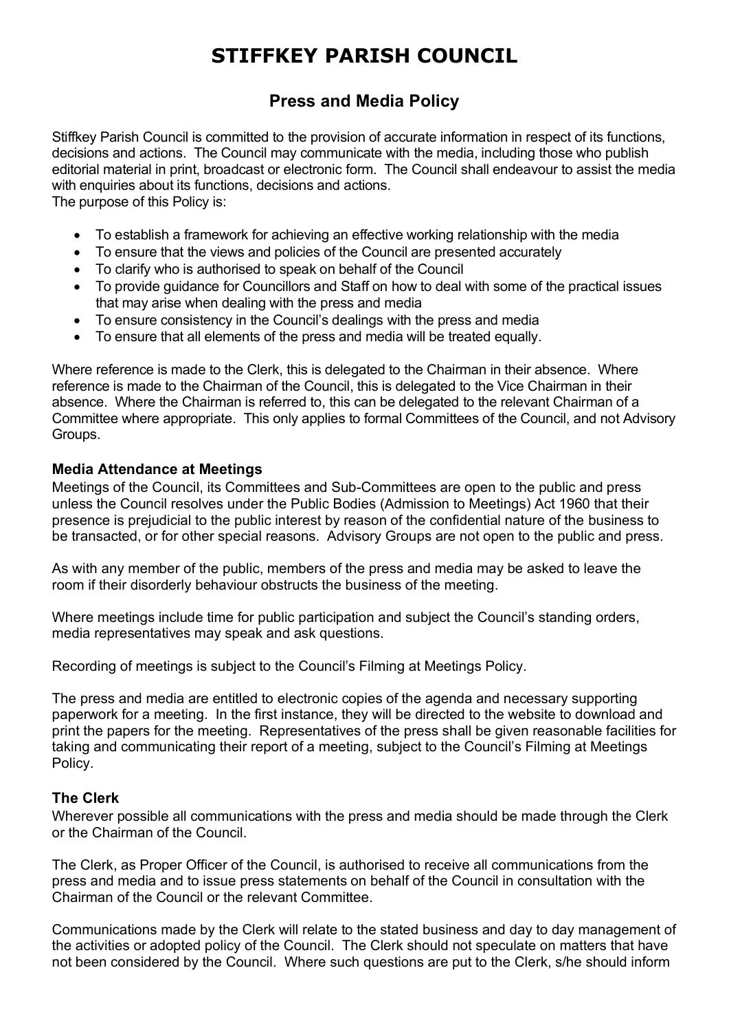# STIFFKEY PARISH COUNCIL

## Press and Media Policy

Stiffkey Parish Council is committed to the provision of accurate information in respect of its functions, decisions and actions. The Council may communicate with the media, including those who publish editorial material in print, broadcast or electronic form. The Council shall endeavour to assist the media with enquiries about its functions, decisions and actions.
The purpose of this Policy is:

- To establish a framework for achieving an effective working relationship with the media
- To ensure that the views and policies of the Council are presented accurately
- To clarify who is authorised to speak on behalf of the Council
- To provide guidance for Councillors and Staff on how to deal with some of the practical issues that may arise when dealing with the press and media
- To ensure consistency in the Council's dealings with the press and media
- To ensure that all elements of the press and media will be treated equally.

Where reference is made to the Clerk, this is delegated to the Chairman in their absence. Where reference is made to the Chairman of the Council, this is delegated to the Vice Chairman in their absence. Where the Chairman is referred to, this can be delegated to the relevant Chairman of a Committee where appropriate. This only applies to formal Committees of the Council, and not Advisory Groups.

### Media Attendance at Meetings

Meetings of the Council, its Committees and Sub-Committees are open to the public and press unless the Council resolves under the Public Bodies (Admission to Meetings) Act 1960 that their presence is prejudicial to the public interest by reason of the confidential nature of the business to be transacted, or for other special reasons. Advisory Groups are not open to the public and press.

As with any member of the public, members of the press and media may be asked to leave the room if their disorderly behaviour obstructs the business of the meeting.

Where meetings include time for public participation and subject the Council's standing orders, media representatives may speak and ask questions.

Recording of meetings is subject to the Council's Filming at Meetings Policy.

The press and media are entitled to electronic copies of the agenda and necessary supporting paperwork for a meeting. In the first instance, they will be directed to the website to download and print the papers for the meeting. Representatives of the press shall be given reasonable facilities for taking and communicating their report of a meeting, subject to the Council's Filming at Meetings Policy.

### The Clerk

Wherever possible all communications with the press and media should be made through the Clerk or the Chairman of the Council.

The Clerk, as Proper Officer of the Council, is authorised to receive all communications from the press and media and to issue press statements on behalf of the Council in consultation with the Chairman of the Council or the relevant Committee.

Communications made by the Clerk will relate to the stated business and day to day management of the activities or adopted policy of the Council. The Clerk should not speculate on matters that have not been considered by the Council. Where such questions are put to the Clerk, s/he should inform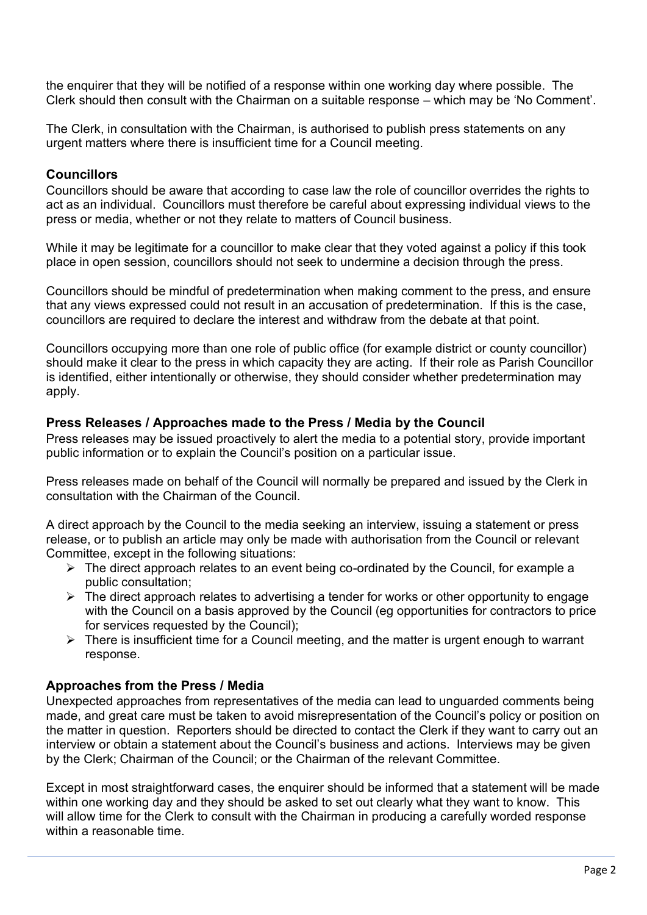the enquirer that they will be notified of a response within one working day where possible. The Clerk should then consult with the Chairman on a suitable response – which may be 'No Comment'.

The Clerk, in consultation with the Chairman, is authorised to publish press statements on any urgent matters where there is insufficient time for a Council meeting.

### Councillors

Councillors should be aware that according to case law the role of councillor overrides the rights to act as an individual. Councillors must therefore be careful about expressing individual views to the press or media, whether or not they relate to matters of Council business.

While it may be legitimate for a councillor to make clear that they voted against a policy if this took place in open session, councillors should not seek to undermine a decision through the press.

Councillors should be mindful of predetermination when making comment to the press, and ensure that any views expressed could not result in an accusation of predetermination. If this is the case, councillors are required to declare the interest and withdraw from the debate at that point.

Councillors occupying more than one role of public office (for example district or county councillor) should make it clear to the press in which capacity they are acting. If their role as Parish Councillor is identified, either intentionally or otherwise, they should consider whether predetermination may apply.

### Press Releases / Approaches made to the Press / Media by the Council

Press releases may be issued proactively to alert the media to a potential story, provide important public information or to explain the Council's position on a particular issue.

Press releases made on behalf of the Council will normally be prepared and issued by the Clerk in consultation with the Chairman of the Council.

A direct approach by the Council to the media seeking an interview, issuing a statement or press release, or to publish an article may only be made with authorisation from the Council or relevant Committee, except in the following situations:

- The direct approach relates to an event being co-ordinated by the Council, for example a public consultation;
- The direct approach relates to advertising a tender for works or other opportunity to engage with the Council on a basis approved by the Council (eg opportunities for contractors to price for services requested by the Council);
- There is insufficient time for a Council meeting, and the matter is urgent enough to warrant response.

### Approaches from the Press / Media

Unexpected approaches from representatives of the media can lead to unguarded comments being made, and great care must be taken to avoid misrepresentation of the Council's policy or position on the matter in question. Reporters should be directed to contact the Clerk if they want to carry out an interview or obtain a statement about the Council's business and actions. Interviews may be given by the Clerk; Chairman of the Council; or the Chairman of the relevant Committee.

Except in most straightforward cases, the enquirer should be informed that a statement will be made within one working day and they should be asked to set out clearly what they want to know. This will allow time for the Clerk to consult with the Chairman in producing a carefully worded response within a reasonable time.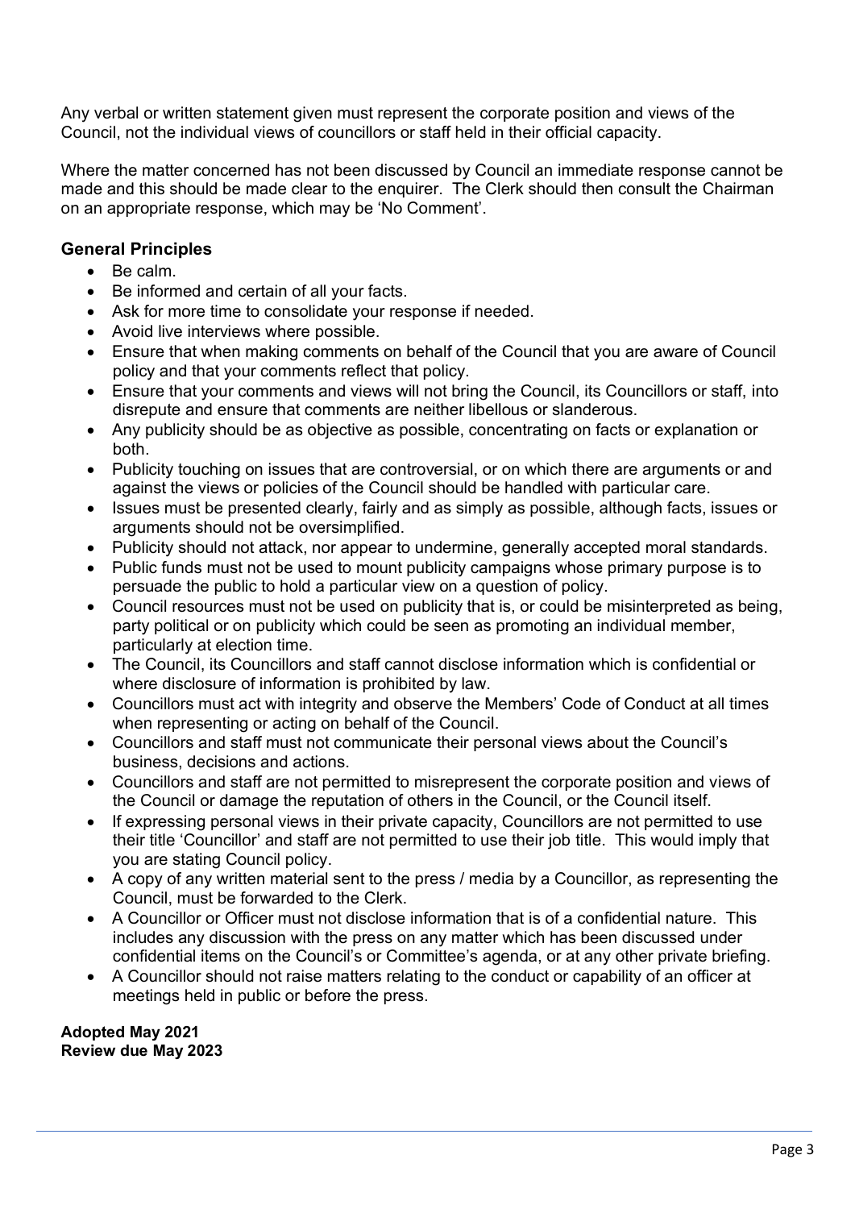Any verbal or written statement given must represent the corporate position and views of the Council, not the individual views of councillors or staff held in their official capacity.

Where the matter concerned has not been discussed by Council an immediate response cannot be made and this should be made clear to the enquirer. The Clerk should then consult the Chairman on an appropriate response, which may be 'No Comment'.

### General Principles

- Be calm.
- Be informed and certain of all your facts.
- Ask for more time to consolidate your response if needed.
- Avoid live interviews where possible.
- Ensure that when making comments on behalf of the Council that you are aware of Council policy and that your comments reflect that policy.
- Ensure that your comments and views will not bring the Council, its Councillors or staff, into disrepute and ensure that comments are neither libellous or slanderous.
- Any publicity should be as objective as possible, concentrating on facts or explanation or both.
- Publicity touching on issues that are controversial, or on which there are arguments or and against the views or policies of the Council should be handled with particular care.
- Issues must be presented clearly, fairly and as simply as possible, although facts, issues or arguments should not be oversimplified.
- Publicity should not attack, nor appear to undermine, generally accepted moral standards.
- Public funds must not be used to mount publicity campaigns whose primary purpose is to persuade the public to hold a particular view on a question of policy.
- Council resources must not be used on publicity that is, or could be misinterpreted as being, party political or on publicity which could be seen as promoting an individual member, particularly at election time.
- The Council, its Councillors and staff cannot disclose information which is confidential or where disclosure of information is prohibited by law.
- Councillors must act with integrity and observe the Members' Code of Conduct at all times when representing or acting on behalf of the Council.
- Councillors and staff must not communicate their personal views about the Council's business, decisions and actions.
- Councillors and staff are not permitted to misrepresent the corporate position and views of the Council or damage the reputation of others in the Council, or the Council itself.
- If expressing personal views in their private capacity, Councillors are not permitted to use their title 'Councillor' and staff are not permitted to use their job title. This would imply that you are stating Council policy.
- A copy of any written material sent to the press / media by a Councillor, as representing the Council, must be forwarded to the Clerk.
- A Councillor or Officer must not disclose information that is of a confidential nature. This includes any discussion with the press on any matter which has been discussed under confidential items on the Council's or Committee's agenda, or at any other private briefing.
- A Councillor should not raise matters relating to the conduct or capability of an officer at meetings held in public or before the press.

**Adopted May 2021**
**Review due May 2023**